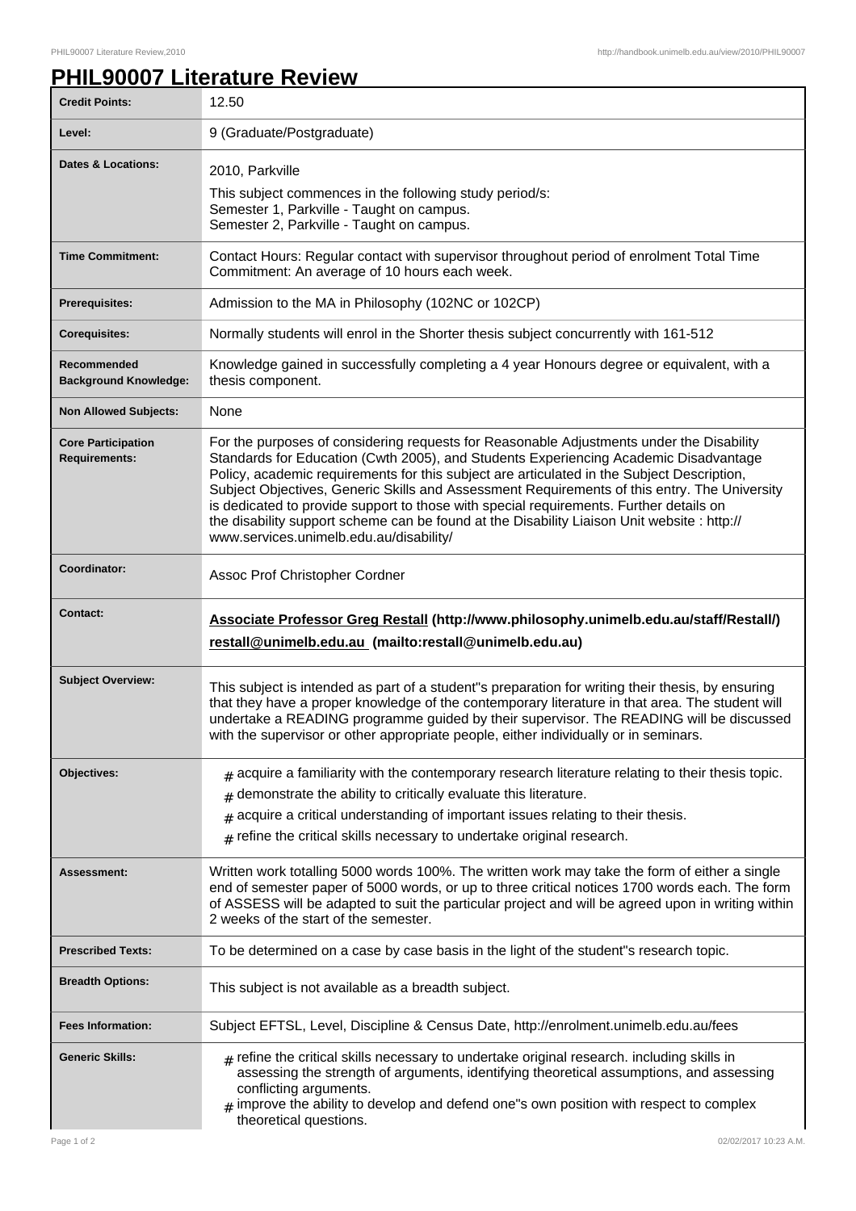# PHIL90007 Literature Review

| | |
|---|---|
| **Credit Points:** | 12.50 |
| **Level:** | 9 (Graduate/Postgraduate) |
| **Dates & Locations:** | 2010, Parkville<br>This subject commences in the following study period/s:<br>Semester 1, Parkville - Taught on campus.<br>Semester 2, Parkville - Taught on campus. |
| **Time Commitment:** | Contact Hours: Regular contact with supervisor throughout period of enrolment Total Time Commitment: An average of 10 hours each week. |
| **Prerequisites:** | Admission to the MA in Philosophy (102NC or 102CP) |
| **Corequisites:** | Normally students will enrol in the Shorter thesis subject concurrently with 161-512 |
| **Recommended Background Knowledge:** | Knowledge gained in successfully completing a 4 year Honours degree or equivalent, with a thesis component. |
| **Non Allowed Subjects:** | None |
| **Core Participation Requirements:** | For the purposes of considering requests for Reasonable Adjustments under the Disability Standards for Education (Cwth 2005), and Students Experiencing Academic Disadvantage Policy, academic requirements for this subject are articulated in the Subject Description, Subject Objectives, Generic Skills and Assessment Requirements of this entry. The University is dedicated to provide support to those with special requirements. Further details on the disability support scheme can be found at the Disability Liaison Unit website : http://www.services.unimelb.edu.au/disability/ |
| **Coordinator:** | Assoc Prof Christopher Cordner |
| **Contact:** | **Associate Professor Greg Restall (http://www.philosophy.unimelb.edu.au/staff/Restall/)**<br>**restall@unimelb.edu.au (mailto:restall@unimelb.edu.au)** |
| **Subject Overview:** | This subject is intended as part of a student"s preparation for writing their thesis, by ensuring that they have a proper knowledge of the contemporary literature in that area. The student will undertake a READING programme guided by their supervisor. The READING will be discussed with the supervisor or other appropriate people, either individually or in seminars. |
| **Objectives:** | # acquire a familiarity with the contemporary research literature relating to their thesis topic.<br># demonstrate the ability to critically evaluate this literature.<br># acquire a critical understanding of important issues relating to their thesis.<br># refine the critical skills necessary to undertake original research. |
| **Assessment:** | Written work totalling 5000 words 100%. The written work may take the form of either a single end of semester paper of 5000 words, or up to three critical notices 1700 words each. The form of ASSESS will be adapted to suit the particular project and will be agreed upon in writing within 2 weeks of the start of the semester. |
| **Prescribed Texts:** | To be determined on a case by case basis in the light of the student"s research topic. |
| **Breadth Options:** | This subject is not available as a breadth subject. |
| **Fees Information:** | Subject EFTSL, Level, Discipline & Census Date, http://enrolment.unimelb.edu.au/fees |
| **Generic Skills:** | # refine the critical skills necessary to undertake original research. including skills in assessing the strength of arguments, identifying theoretical assumptions, and assessing conflicting arguments.<br># improve the ability to develop and defend one"s own position with respect to complex theoretical questions. |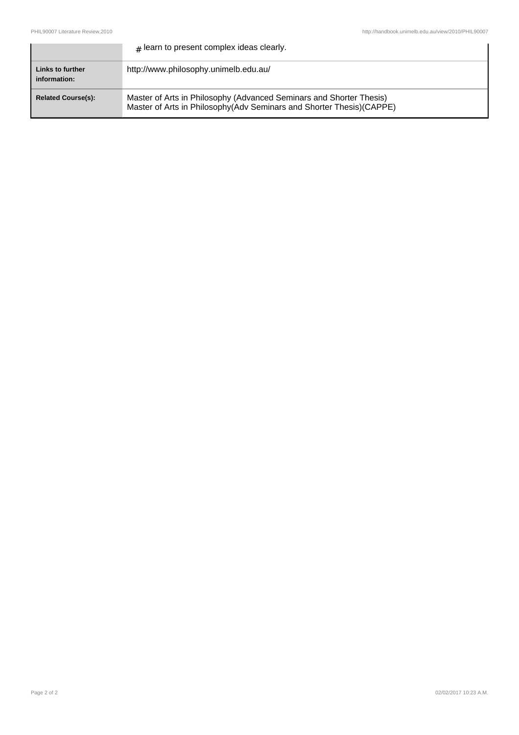| | |
|---|---|
| | # learn to present complex ideas clearly. |
| **Links to further information:** | http://www.philosophy.unimelb.edu.au/ |
| **Related Course(s):** | Master of Arts in Philosophy (Advanced Seminars and Shorter Thesis)<br>Master of Arts in Philosophy(Adv Seminars and Shorter Thesis)(CAPPE) |